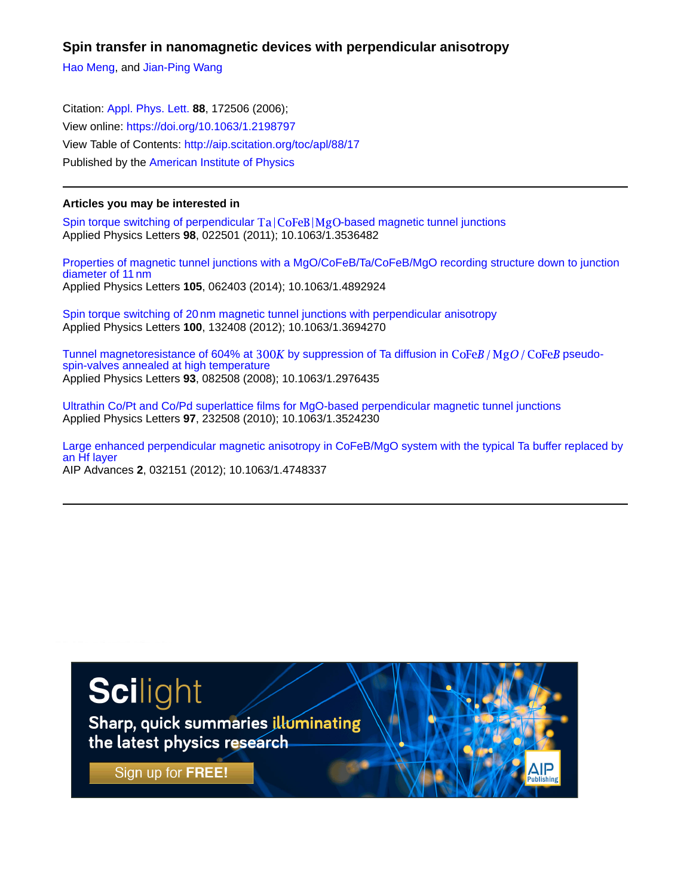# Spin transfer in nanomagnetic devices with perpendicular anisotropy

Hao Meng, and Jian-Ping Wang

Citation: Appl. Phys. Lett. **88**, 172506 (2006);
View online: https://doi.org/10.1063/1.2198797
View Table of Contents: http://aip.scitation.org/toc/apl/88/17
Published by the American Institute of Physics

---

### Articles you may be interested in

Spin torque switching of perpendicular Ta|CoFeB|MgO-based magnetic tunnel junctions
Applied Physics Letters **98**, 022501 (2011); 10.1063/1.3536482

Properties of magnetic tunnel junctions with a MgO/CoFeB/Ta/CoFeB/MgO recording structure down to junction diameter of 11 nm
Applied Physics Letters **105**, 062403 (2014); 10.1063/1.4892924

Spin torque switching of 20 nm magnetic tunnel junctions with perpendicular anisotropy
Applied Physics Letters **100**, 132408 (2012); 10.1063/1.3694270

Tunnel magnetoresistance of 604% at 300K by suppression of Ta diffusion in CoFeB / MgO / CoFeB pseudo-spin-valves annealed at high temperature
Applied Physics Letters **93**, 082508 (2008); 10.1063/1.2976435

Ultrathin Co/Pt and Co/Pd superlattice films for MgO-based perpendicular magnetic tunnel junctions
Applied Physics Letters **97**, 232508 (2010); 10.1063/1.3524230

Large enhanced perpendicular magnetic anisotropy in CoFeB/MgO system with the typical Ta buffer replaced by an Hf layer
AIP Advances **2**, 032151 (2012); 10.1063/1.4748337

---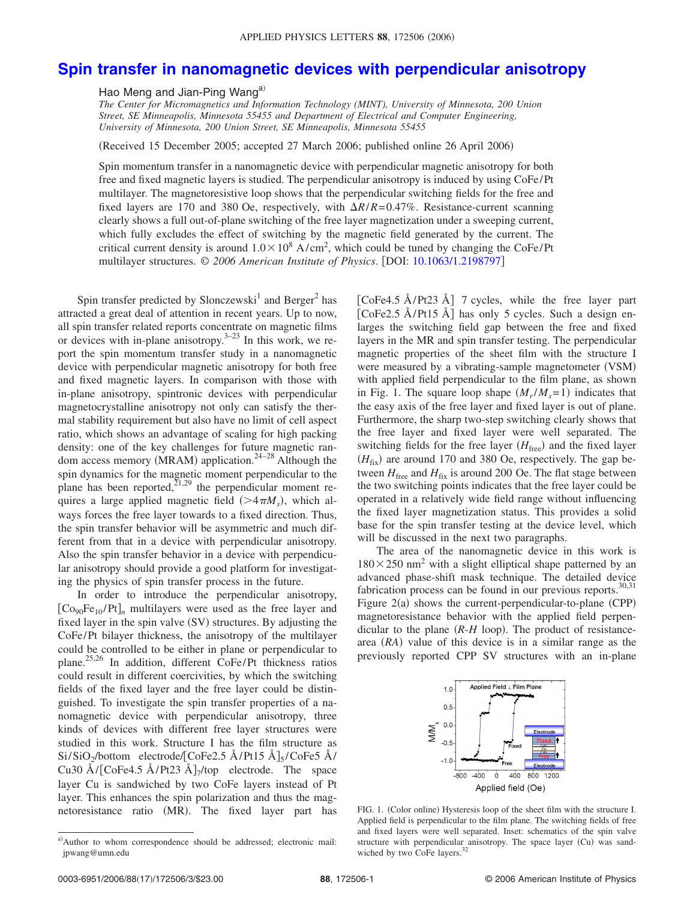# Spin transfer in nanomagnetic devices with perpendicular anisotropy

Hao Meng and Jian-Ping Wang[a]

*The Center for Micromagnetics and Information Technology (MINT), University of Minnesota, 200 Union Street, SE Minneapolis, Minnesota 55455 and Department of Electrical and Computer Engineering, University of Minnesota, 200 Union Street, SE Minneapolis, Minnesota 55455*

(Received 15 December 2005; accepted 27 March 2006; published online 26 April 2006)

Spin momentum transfer in a nanomagnetic device with perpendicular magnetic anisotropy for both free and fixed magnetic layers is studied. The perpendicular anisotropy is induced by using CoFe/Pt multilayer. The magnetoresistive loop shows that the perpendicular switching fields for the free and fixed layers are 170 and 380 Oe, respectively, with $\Delta R/R = 0.47\%$. Resistance-current scanning clearly shows a full out-of-plane switching of the free layer magnetization under a sweeping current, which fully excludes the effect of switching by the magnetic field generated by the current. The critical current density is around $1.0 \times 10^8$ A/cm$^2$, which could be tuned by changing the CoFe/Pt multilayer structures. © *2006 American Institute of Physics*. [DOI: 10.1063/1.2198797]

Spin transfer predicted by Slonczewski[1] and Berger[2] has attracted a great deal of attention in recent years. Up to now, all spin transfer related reports concentrate on magnetic films or devices with in-plane anisotropy.[3–23] In this work, we report the spin momentum transfer study in a nanomagnetic device with perpendicular magnetic anisotropy for both free and fixed magnetic layers. In comparison with those with in-plane anisotropy, spintronic devices with perpendicular magnetocrystalline anisotropy not only can satisfy the thermal stability requirement but also have no limit of cell aspect ratio, which shows an advantage of scaling for high packing density: one of the key challenges for future magnetic random access memory (MRAM) application.[24–28] Although the spin dynamics for the magnetic moment perpendicular to the plane has been reported,[21,29] the perpendicular moment requires a large applied magnetic field ($>4\pi M_s$), which always forces the free layer towards to a fixed direction. Thus, the spin transfer behavior will be asymmetric and much different from that in a device with perpendicular anisotropy. Also the spin transfer behavior in a device with perpendicular anisotropy should provide a good platform for investigating the physics of spin transfer process in the future.

In order to introduce the perpendicular anisotropy, $[Co_{90}Fe_{10}/Pt]_n$ multilayers were used as the free layer and fixed layer in the spin valve (SV) structures. By adjusting the CoFe/Pt bilayer thickness, the anisotropy of the multilayer could be controlled to be either in plane or perpendicular to plane.[25,26] In addition, different CoFe/Pt thickness ratios could result in different coercivities, by which the switching fields of the fixed layer and the free layer could be distinguished. To investigate the spin transfer properties of a nanomagnetic device with perpendicular anisotropy, three kinds of devices with different free layer structures were studied in this work. Structure I has the film structure as Si/SiO$_2$/bottom electrode/[CoFe2.5 Å/Pt15 Å]$_5$/CoFe5 Å/Cu30 Å/[CoFe4.5 Å/Pt23 Å]$_7$/top electrode. The space layer Cu is sandwiched by two CoFe layers instead of Pt layer. This enhances the spin polarization and thus the magnetoresistance ratio (MR). The fixed layer part has [CoFe4.5 Å/Pt23 Å] 7 cycles, while the free layer part [CoFe2.5 Å/Pt15 Å] has only 5 cycles. Such a design enlarges the switching field gap between the free and fixed layers in the MR and spin transfer testing. The perpendicular magnetic properties of the sheet film with the structure I were measured by a vibrating-sample magnetometer (VSM) with applied field perpendicular to the film plane, as shown in Fig. 1. The square loop shape ($M_r/M_s = 1$) indicates that the easy axis of the free layer and fixed layer is out of plane. Furthermore, the sharp two-step switching clearly shows that the free layer and fixed layer were well separated. The switching fields for the free layer ($H_{free}$) and the fixed layer ($H_{fix}$) are around 170 and 380 Oe, respectively. The gap between $H_{free}$ and $H_{fix}$ is around 200 Oe. The flat stage between the two switching points indicates that the free layer could be operated in a relatively wide field range without influencing the fixed layer magnetization status. This provides a solid base for the spin transfer testing at the device level, which will be discussed in the next two paragraphs.

The area of the nanomagnetic device in this work is $180 \times 250$ nm$^2$ with a slight elliptical shape patterned by an advanced phase-shift mask technique. The detailed device fabrication process can be found in our previous reports.[30,31] Figure 2(a) shows the current-perpendicular-to-plane (CPP) magnetoresistance behavior with the applied field perpendicular to the plane (*R-H* loop). The product of resistance-area (*RA*) value of this device is in a similar range as the previously reported CPP SV structures with an in-plane

FIG. 1. (Color online) Hysteresis loop of the sheet film with the structure I. Applied field is perpendicular to the film plane. The switching fields of free and fixed layers were well separated. Inset: schematics of the spin valve structure with perpendicular anisotropy. The space layer (Cu) was sandwiched by two CoFe layers.[32]

[a]Author to whom correspondence should be addressed; electronic mail: jpwang@umn.edu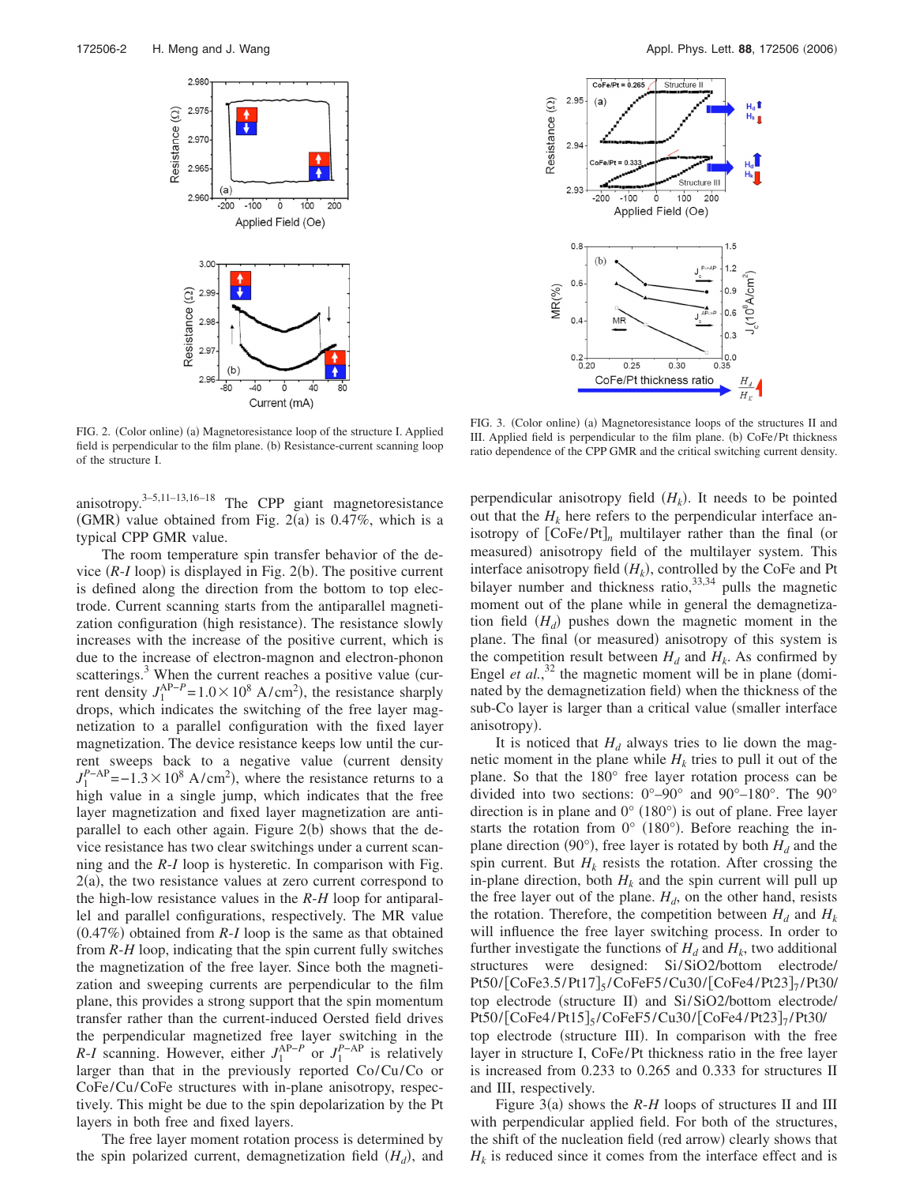FIG. 2. (Color online) (a) Magnetoresistance loop of the structure I. Applied field is perpendicular to the film plane. (b) Resistance-current scanning loop of the structure I.

FIG. 3. (Color online) (a) Magnetoresistance loops of the structures II and III. Applied field is perpendicular to the film plane. (b) CoFe/Pt thickness ratio dependence of the CPP GMR and the critical switching current density.

anisotropy.[3–5,11–13,16–18] The CPP giant magnetoresistance (GMR) value obtained from Fig. 2(a) is 0.47%, which is a typical CPP GMR value.

The room temperature spin transfer behavior of the device ($R$-$I$ loop) is displayed in Fig. 2(b). The positive current is defined along the direction from the bottom to top electrode. Current scanning starts from the antiparallel magnetization configuration (high resistance). The resistance slowly increases with the increase of the positive current, which is due to the increase of electron-magnon and electron-phonon scatterings.[3] When the current reaches a positive value (current density $J_1^{\mathrm{AP}-P}=1.0\times10^8$ A/cm$^2$), the resistance sharply drops, which indicates the switching of the free layer magnetization to a parallel configuration with the fixed layer magnetization. The device resistance keeps low until the current sweeps back to a negative value (current density $J_1^{P-\mathrm{AP}}=-1.3\times10^8$ A/cm$^2$), where the resistance returns to a high value in a single jump, which indicates that the free layer magnetization and fixed layer magnetization are antiparallel to each other again. Figure 2(b) shows that the device resistance has two clear switchings under a current scanning and the $R$-$I$ loop is hysteretic. In comparison with Fig. 2(a), the two resistance values at zero current correspond to the high-low resistance values in the $R$-$H$ loop for antiparallel and parallel configurations, respectively. The MR value (0.47%) obtained from $R$-$I$ loop is the same as that obtained from $R$-$H$ loop, indicating that the spin current fully switches the magnetization of the free layer. Since both the magnetization and sweeping currents are perpendicular to the film plane, this provides a strong support that the spin momentum transfer rather than the current-induced Oersted field drives the perpendicular magnetized free layer switching in the $R$-$I$ scanning. However, either $J_1^{\mathrm{AP}-P}$ or $J_1^{P-\mathrm{AP}}$ is relatively larger than that in the previously reported Co/Cu/Co or CoFe/Cu/CoFe structures with in-plane anisotropy, respectively. This might be due to the spin depolarization by the Pt layers in both free and fixed layers.

The free layer moment rotation process is determined by the spin polarized current, demagnetization field ($H_d$), and perpendicular anisotropy field ($H_k$). It needs to be pointed out that the $H_k$ here refers to the perpendicular interface anisotropy of $[\mathrm{CoFe/Pt}]_n$ multilayer rather than the final (or measured) anisotropy field of the multilayer system. This interface anisotropy field ($H_k$), controlled by the CoFe and Pt bilayer number and thickness ratio,[33,34] pulls the magnetic moment out of the plane while in general the demagnetization field ($H_d$) pushes down the magnetic moment in the plane. The final (or measured) anisotropy of this system is the competition result between $H_d$ and $H_k$. As confirmed by Engel *et al.*,[32] the magnetic moment will be in plane (dominated by the demagnetization field) when the thickness of the sub-Co layer is larger than a critical value (smaller interface anisotropy).

It is noticed that $H_d$ always tries to lie down the magnetic moment in the plane while $H_k$ tries to pull it out of the plane. So that the 180° free layer rotation process can be divided into two sections: 0°–90° and 90°–180°. The 90° direction is in plane and 0° (180°) is out of plane. Free layer starts the rotation from 0° (180°). Before reaching the in-plane direction (90°), free layer is rotated by both $H_d$ and the spin current. But $H_k$ resists the rotation. After crossing the in-plane direction, both $H_k$ and the spin current will pull up the free layer out of the plane. $H_d$, on the other hand, resists the rotation. Therefore, the competition between $H_d$ and $H_k$ will influence the free layer switching process. In order to further investigate the functions of $H_d$ and $H_k$, two additional structures were designed: Si/SiO2/bottom electrode/Pt50/$[\mathrm{CoFe3.5/Pt17}]_5$/CoFeF5/Cu30/$[\mathrm{CoFe4/Pt23}]_7$/Pt30/top electrode (structure II) and Si/SiO2/bottom electrode/Pt50/$[\mathrm{CoFe4/Pt15}]_5$/CoFeF5/Cu30/$[\mathrm{CoFe4/Pt23}]_7$/Pt30/top electrode (structure III). In comparison with the free layer in structure I, CoFe/Pt thickness ratio in the free layer is increased from 0.233 to 0.265 and 0.333 for structures II and III, respectively.

Figure 3(a) shows the $R$-$H$ loops of structures II and III with perpendicular applied field. For both of the structures, the shift of the nucleation field (red arrow) clearly shows that $H_k$ is reduced since it comes from the interface effect and is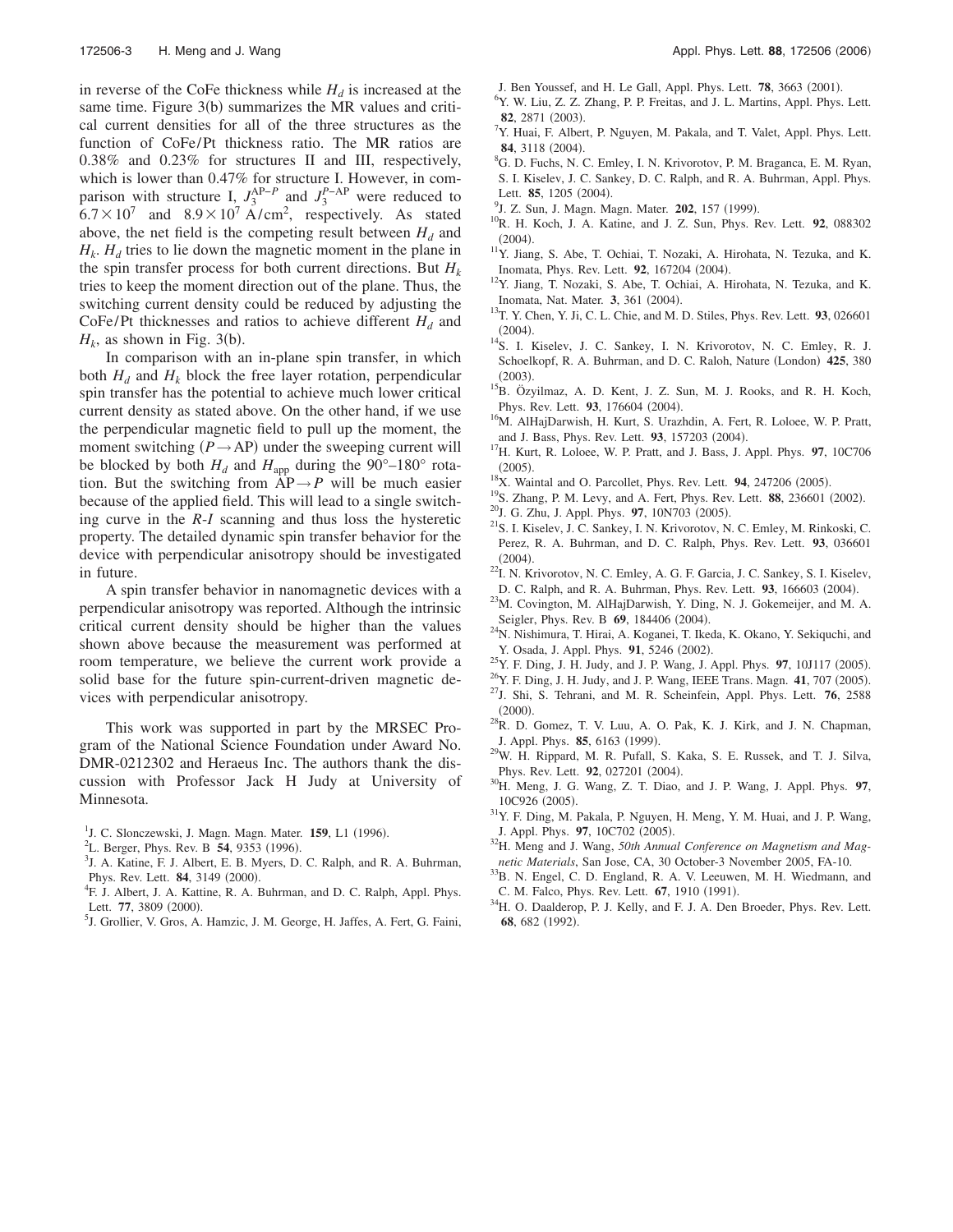in reverse of the CoFe thickness while $H_d$ is increased at the same time. Figure 3(b) summarizes the MR values and critical current densities for all of the three structures as the function of CoFe/Pt thickness ratio. The MR ratios are 0.38% and 0.23% for structures II and III, respectively, which is lower than 0.47% for structure I. However, in comparison with structure I, $J_3^{\mathrm{AP}-P}$ and $J_3^{P-\mathrm{AP}}$ were reduced to $6.7\times10^7$ and $8.9\times10^7\ \mathrm{A/cm^2}$, respectively. As stated above, the net field is the competing result between $H_d$ and $H_k$. $H_d$ tries to lie down the magnetic moment in the plane in the spin transfer process for both current directions. But $H_k$ tries to keep the moment direction out of the plane. Thus, the switching current density could be reduced by adjusting the CoFe/Pt thicknesses and ratios to achieve different $H_d$ and $H_k$, as shown in Fig. 3(b).

In comparison with an in-plane spin transfer, in which both $H_d$ and $H_k$ block the free layer rotation, perpendicular spin transfer has the potential to achieve much lower critical current density as stated above. On the other hand, if we use the perpendicular magnetic field to pull up the moment, the moment switching ($P\rightarrow\mathrm{AP}$) under the sweeping current will be blocked by both $H_d$ and $H_{\mathrm{app}}$ during the 90°–180° rotation. But the switching from $\mathrm{AP}\rightarrow P$ will be much easier because of the applied field. This will lead to a single switching curve in the *R-I* scanning and thus loss the hysteretic property. The detailed dynamic spin transfer behavior for the device with perpendicular anisotropy should be investigated in future.

A spin transfer behavior in nanomagnetic devices with a perpendicular anisotropy was reported. Although the intrinsic critical current density should be higher than the values shown above because the measurement was performed at room temperature, we believe the current work provide a solid base for the future spin-current-driven magnetic devices with perpendicular anisotropy.

This work was supported in part by the MRSEC Program of the National Science Foundation under Award No. DMR-0212302 and Heraeus Inc. The authors thank the discussion with Professor Jack H Judy at University of Minnesota.

[1] J. C. Slonczewski, J. Magn. Magn. Mater. **159**, L1 (1996).
[2] L. Berger, Phys. Rev. B **54**, 9353 (1996).
[3] J. A. Katine, F. J. Albert, E. B. Myers, D. C. Ralph, and R. A. Buhrman, Phys. Rev. Lett. **84**, 3149 (2000).
[4] F. J. Albert, J. A. Kattine, R. A. Buhrman, and D. C. Ralph, Appl. Phys. Lett. **77**, 3809 (2000).
[5] J. Grollier, V. Gros, A. Hamzic, J. M. George, H. Jaffes, A. Fert, G. Faini, J. Ben Youssef, and H. Le Gall, Appl. Phys. Lett. **78**, 3663 (2001).
[6] Y. W. Liu, Z. Z. Zhang, P. P. Freitas, and J. L. Martins, Appl. Phys. Lett. **82**, 2871 (2003).
[7] Y. Huai, F. Albert, P. Nguyen, M. Pakala, and T. Valet, Appl. Phys. Lett. **84**, 3118 (2004).
[8] G. D. Fuchs, N. C. Emley, I. N. Krivorotov, P. M. Braganca, E. M. Ryan, S. I. Kiselev, J. C. Sankey, D. C. Ralph, and R. A. Buhrman, Appl. Phys. Lett. **85**, 1205 (2004).
[9] J. Z. Sun, J. Magn. Magn. Mater. **202**, 157 (1999).
[10] R. H. Koch, J. A. Katine, and J. Z. Sun, Phys. Rev. Lett. **92**, 088302 (2004).
[11] Y. Jiang, S. Abe, T. Ochiai, T. Nozaki, A. Hirohata, N. Tezuka, and K. Inomata, Phys. Rev. Lett. **92**, 167204 (2004).
[12] Y. Jiang, T. Nozaki, S. Abe, T. Ochiai, A. Hirohata, N. Tezuka, and K. Inomata, Nat. Mater. **3**, 361 (2004).
[13] T. Y. Chen, Y. Ji, C. L. Chie, and M. D. Stiles, Phys. Rev. Lett. **93**, 026601 (2004).
[14] S. I. Kiselev, J. C. Sankey, I. N. Krivorotov, N. C. Emley, R. J. Schoelkopf, R. A. Buhrman, and D. C. Raloh, Nature (London) **425**, 380 (2003).
[15] B. Özyilmaz, A. D. Kent, J. Z. Sun, M. J. Rooks, and R. H. Koch, Phys. Rev. Lett. **93**, 176604 (2004).
[16] M. AlHajDarwish, H. Kurt, S. Urazhdin, A. Fert, R. Loloee, W. P. Pratt, and J. Bass, Phys. Rev. Lett. **93**, 157203 (2004).
[17] H. Kurt, R. Loloee, W. P. Pratt, and J. Bass, J. Appl. Phys. **97**, 10C706 (2005).
[18] X. Waintal and O. Parcollet, Phys. Rev. Lett. **94**, 247206 (2005).
[19] S. Zhang, P. M. Levy, and A. Fert, Phys. Rev. Lett. **88**, 236601 (2002).
[20] J. G. Zhu, J. Appl. Phys. **97**, 10N703 (2005).
[21] S. I. Kiselev, J. C. Sankey, I. N. Krivorotov, N. C. Emley, M. Rinkoski, C. Perez, R. A. Buhrman, and D. C. Ralph, Phys. Rev. Lett. **93**, 036601 (2004).
[22] I. N. Krivorotov, N. C. Emley, A. G. F. Garcia, J. C. Sankey, S. I. Kiselev, D. C. Ralph, and R. A. Buhrman, Phys. Rev. Lett. **93**, 166603 (2004).
[23] M. Covington, M. AlHajDarwish, Y. Ding, N. J. Gokemeijer, and M. A. Seigler, Phys. Rev. B **69**, 184406 (2004).
[24] N. Nishimura, T. Hirai, A. Koganei, T. Ikeda, K. Okano, Y. Sekiquchi, and Y. Osada, J. Appl. Phys. **91**, 5246 (2002).
[25] Y. F. Ding, J. H. Judy, and J. P. Wang, J. Appl. Phys. **97**, 10J117 (2005).
[26] Y. F. Ding, J. H. Judy, and J. P. Wang, IEEE Trans. Magn. **41**, 707 (2005).
[27] J. Shi, S. Tehrani, and M. R. Scheinfein, Appl. Phys. Lett. **76**, 2588 (2000).
[28] R. D. Gomez, T. V. Luu, A. O. Pak, K. J. Kirk, and J. N. Chapman, J. Appl. Phys. **85**, 6163 (1999).
[29] W. H. Rippard, M. R. Pufall, S. Kaka, S. E. Russek, and T. J. Silva, Phys. Rev. Lett. **92**, 027201 (2004).
[30] H. Meng, J. G. Wang, Z. T. Diao, and J. P. Wang, J. Appl. Phys. **97**, 10C926 (2005).
[31] Y. F. Ding, M. Pakala, P. Nguyen, H. Meng, Y. M. Huai, and J. P. Wang, J. Appl. Phys. **97**, 10C702 (2005).
[32] H. Meng and J. Wang, *50th Annual Conference on Magnetism and Magnetic Materials*, San Jose, CA, 30 October-3 November 2005, FA-10.
[33] B. N. Engel, C. D. England, R. A. V. Leeuwen, M. H. Wiedmann, and C. M. Falco, Phys. Rev. Lett. **67**, 1910 (1991).
[34] H. O. Daalderop, P. J. Kelly, and F. J. A. Den Broeder, Phys. Rev. Lett. **68**, 682 (1992).